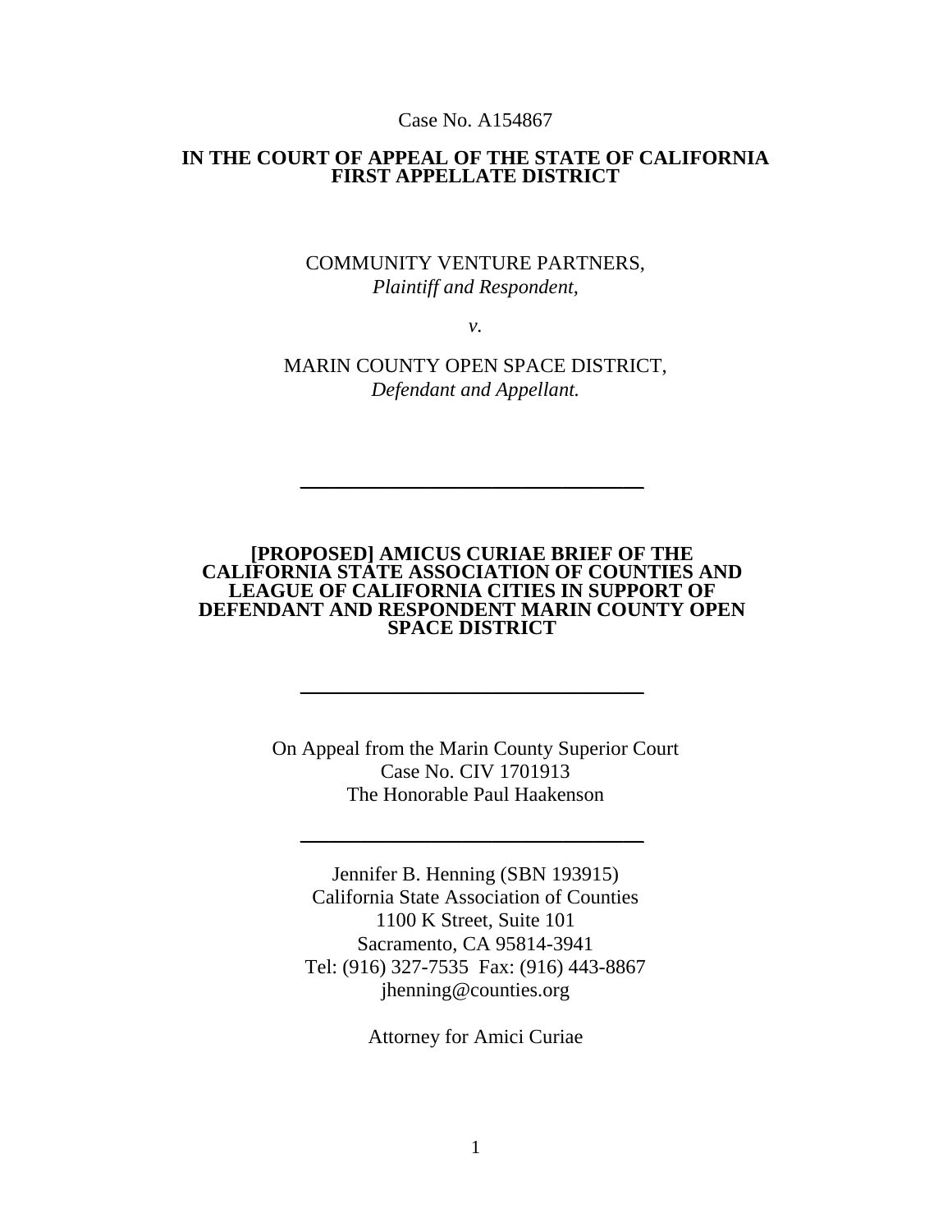Case No. A154867

**IN THE COURT OF APPEAL OF THE STATE OF CALIFORNIA**
**FIRST APPELLATE DISTRICT**

COMMUNITY VENTURE PARTNERS,
*Plaintiff and Respondent,*

*v.*

MARIN COUNTY OPEN SPACE DISTRICT,
*Defendant and Appellant.*

---

**[PROPOSED] AMICUS CURIAE BRIEF OF THE CALIFORNIA STATE ASSOCIATION OF COUNTIES AND LEAGUE OF CALIFORNIA CITIES IN SUPPORT OF DEFENDANT AND RESPONDENT MARIN COUNTY OPEN SPACE DISTRICT**

---

On Appeal from the Marin County Superior Court
Case No. CIV 1701913
The Honorable Paul Haakenson

---

Jennifer B. Henning (SBN 193915)
California State Association of Counties
1100 K Street, Suite 101
Sacramento, CA 95814-3941
Tel: (916) 327-7535 Fax: (916) 443-8867
jhenning@counties.org

Attorney for Amici Curiae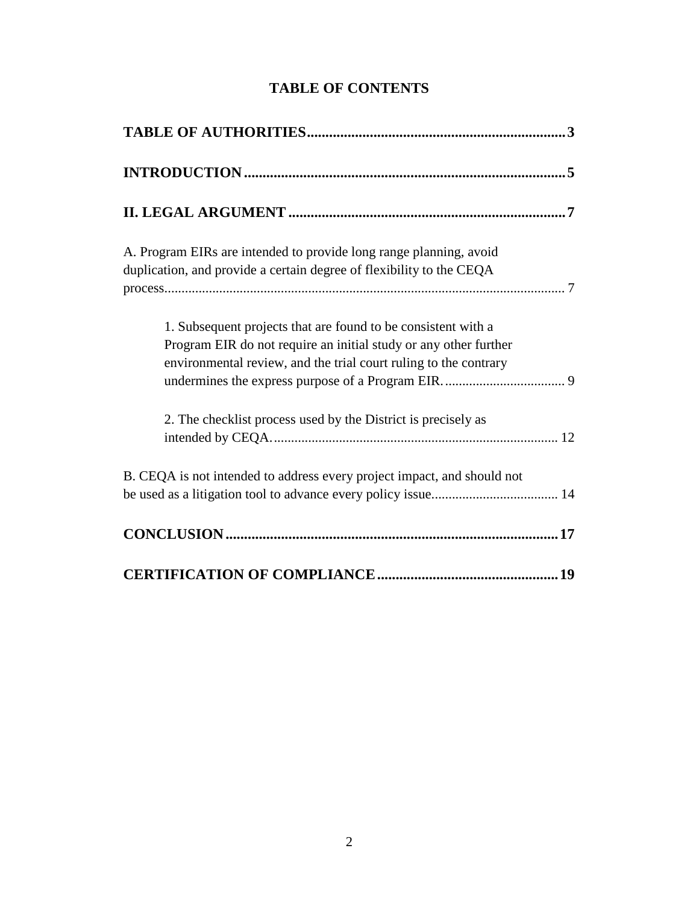# TABLE OF CONTENTS

**TABLE OF AUTHORITIES ..................................................................... 3**

**INTRODUCTION ....................................................................................... 5**

**II. LEGAL ARGUMENT ........................................................................... 7**

A. Program EIRs are intended to provide long range planning, avoid duplication, and provide a certain degree of flexibility to the CEQA process.................................................................................................................... 7

1. Subsequent projects that are found to be consistent with a Program EIR do not require an initial study or any other further environmental review, and the trial court ruling to the contrary undermines the express purpose of a Program EIR. .................................. 9

2. The checklist process used by the District is precisely as intended by CEQA. ................................................................................. 12

B. CEQA is not intended to address every project impact, and should not be used as a litigation tool to advance every policy issue..................................... 14

**CONCLUSION ........................................................................................ 17**

**CERTIFICATION OF COMPLIANCE ................................................ 19**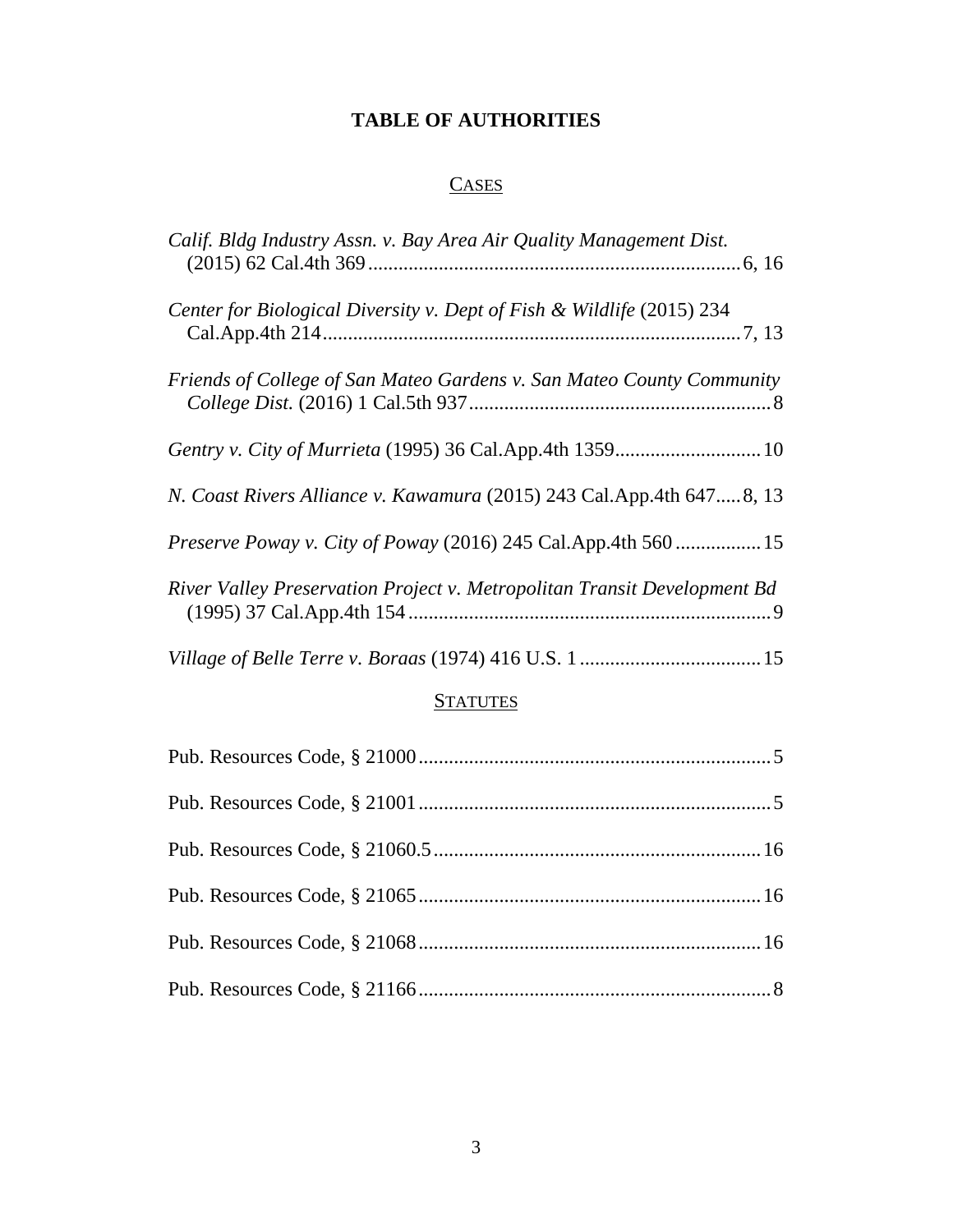# TABLE OF AUTHORITIES

## CASES

*Calif. Bldg Industry Assn. v. Bay Area Air Quality Management Dist.* (2015) 62 Cal.4th 369 .......................................................................... 6, 16

*Center for Biological Diversity v. Dept of Fish & Wildlife* (2015) 234 Cal.App.4th 214 ................................................................................ 7, 13

*Friends of College of San Mateo Gardens v. San Mateo County Community College Dist.* (2016) 1 Cal.5th 937 .......................................................... 8

*Gentry v. City of Murrieta* (1995) 36 Cal.App.4th 1359 ............................ 10

*N. Coast Rivers Alliance v. Kawamura* (2015) 243 Cal.App.4th 647 ..... 8, 13

*Preserve Poway v. City of Poway* (2016) 245 Cal.App.4th 560 ................. 15

*River Valley Preservation Project v. Metropolitan Transit Development Bd* (1995) 37 Cal.App.4th 154 ....................................................................... 9

*Village of Belle Terre v. Boraas* (1974) 416 U.S. 1 ................................... 15

## STATUTES

Pub. Resources Code, § 21000 ..................................................................... 5

Pub. Resources Code, § 21001 ..................................................................... 5

Pub. Resources Code, § 21060.5 ................................................................ 16

Pub. Resources Code, § 21065 ................................................................... 16

Pub. Resources Code, § 21068 ................................................................... 16

Pub. Resources Code, § 21166 ..................................................................... 8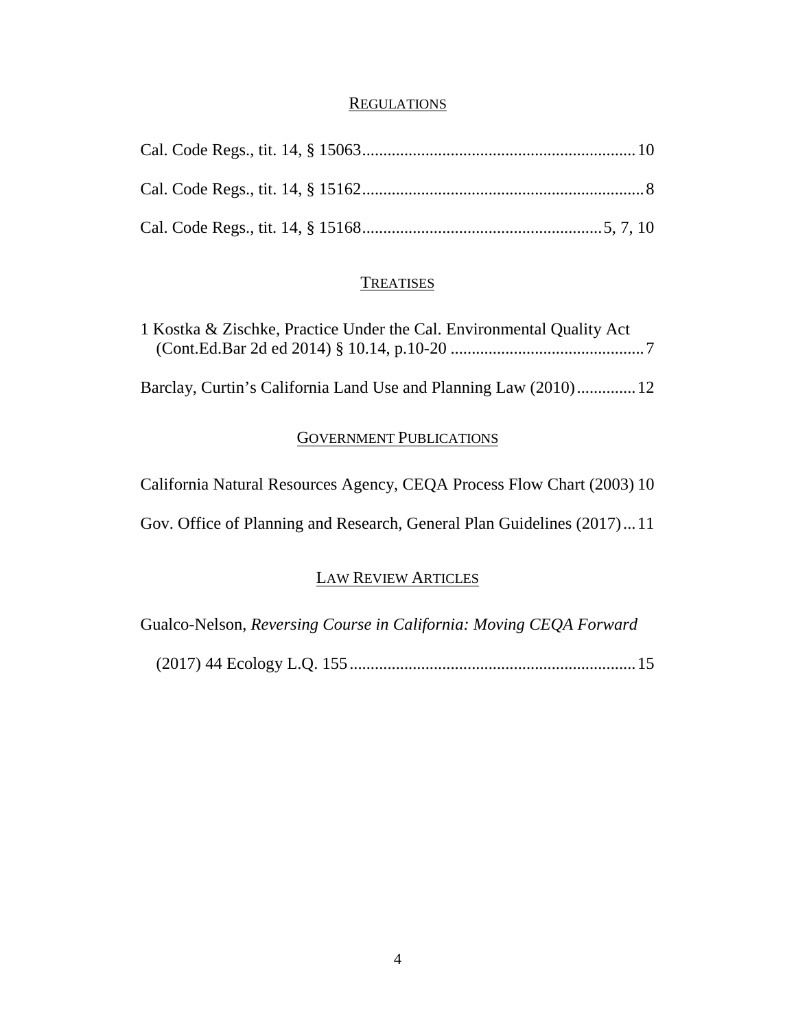## REGULATIONS

Cal. Code Regs., tit. 14, § 15063................................................................10

Cal. Code Regs., tit. 14, § 15162..................................................................8

Cal. Code Regs., tit. 14, § 15168........................................................5, 7, 10

## TREATISES

1 Kostka & Zischke, Practice Under the Cal. Environmental Quality Act (Cont.Ed.Bar 2d ed 2014) § 10.14, p.10-20 .............................................7

Barclay, Curtin's California Land Use and Planning Law (2010).............12

## GOVERNMENT PUBLICATIONS

California Natural Resources Agency, CEQA Process Flow Chart (2003) 10

Gov. Office of Planning and Research, General Plan Guidelines (2017)...11

## LAW REVIEW ARTICLES

Gualco-Nelson, *Reversing Course in California: Moving CEQA Forward* (2017) 44 Ecology L.Q. 155...................................................................15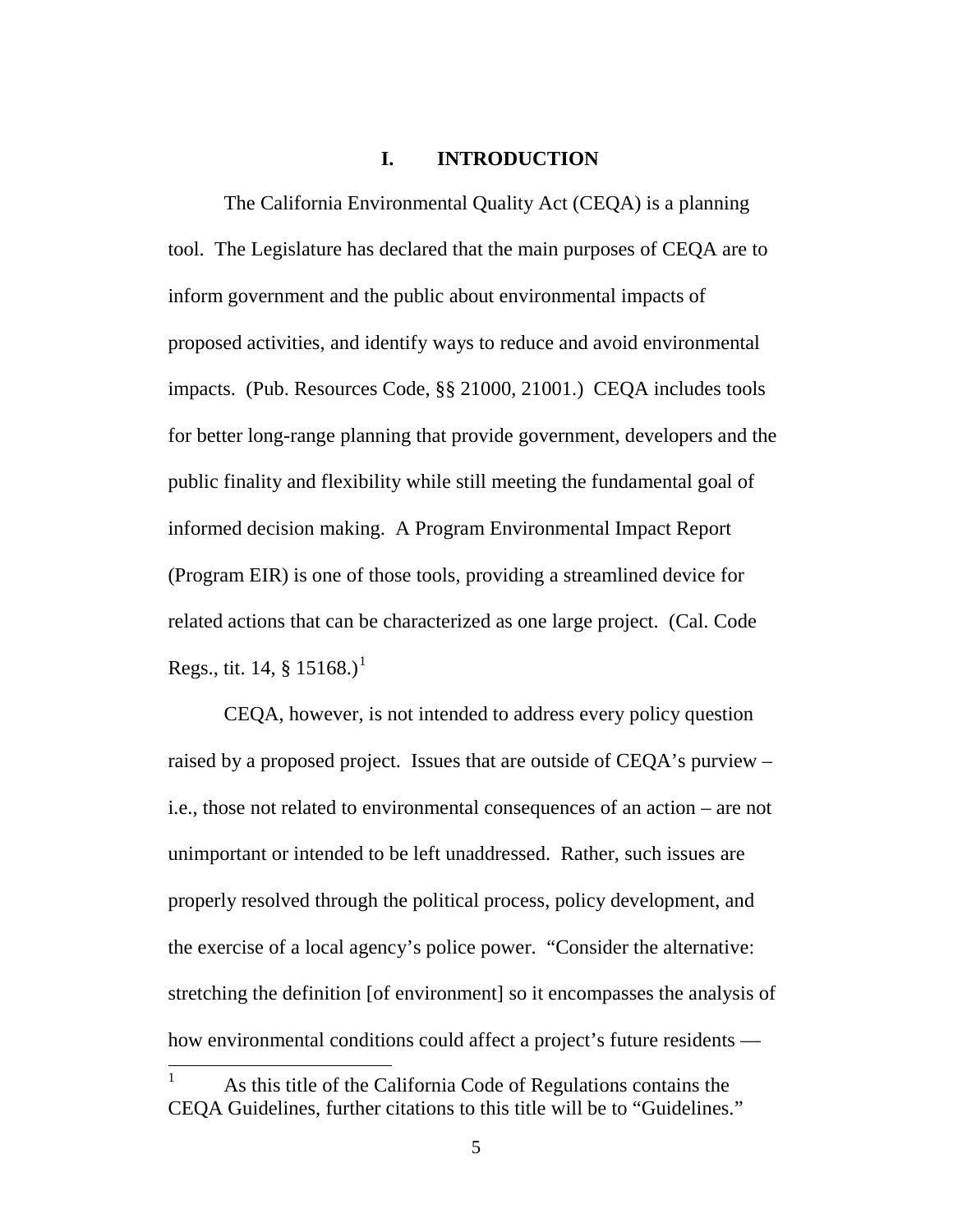# I. INTRODUCTION

The California Environmental Quality Act (CEQA) is a planning tool. The Legislature has declared that the main purposes of CEQA are to inform government and the public about environmental impacts of proposed activities, and identify ways to reduce and avoid environmental impacts. (Pub. Resources Code, §§ 21000, 21001.) CEQA includes tools for better long-range planning that provide government, developers and the public finality and flexibility while still meeting the fundamental goal of informed decision making. A Program Environmental Impact Report (Program EIR) is one of those tools, providing a streamlined device for related actions that can be characterized as one large project. (Cal. Code Regs., tit. 14, § 15168.)[1]

CEQA, however, is not intended to address every policy question raised by a proposed project. Issues that are outside of CEQA's purview – i.e., those not related to environmental consequences of an action – are not unimportant or intended to be left unaddressed. Rather, such issues are properly resolved through the political process, policy development, and the exercise of a local agency's police power. "Consider the alternative: stretching the definition [of environment] so it encompasses the analysis of how environmental conditions could affect a project's future residents —

---

[1] As this title of the California Code of Regulations contains the CEQA Guidelines, further citations to this title will be to "Guidelines."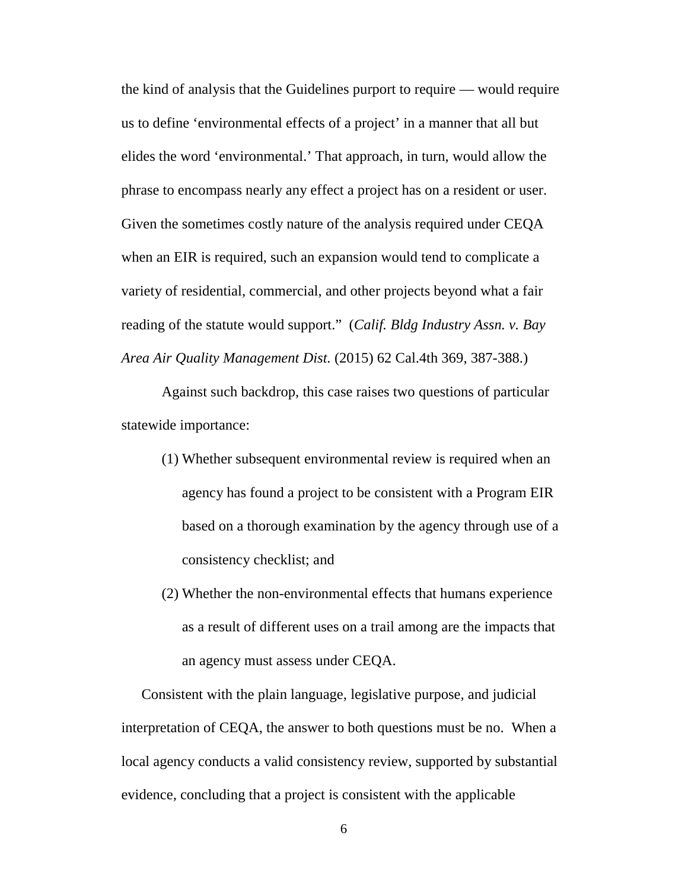the kind of analysis that the Guidelines purport to require — would require us to define 'environmental effects of a project' in a manner that all but elides the word 'environmental.' That approach, in turn, would allow the phrase to encompass nearly any effect a project has on a resident or user. Given the sometimes costly nature of the analysis required under CEQA when an EIR is required, such an expansion would tend to complicate a variety of residential, commercial, and other projects beyond what a fair reading of the statute would support." (*Calif. Bldg Industry Assn. v. Bay Area Air Quality Management Dist.* (2015) 62 Cal.4th 369, 387-388.)

Against such backdrop, this case raises two questions of particular statewide importance:

(1) Whether subsequent environmental review is required when an agency has found a project to be consistent with a Program EIR based on a thorough examination by the agency through use of a consistency checklist; and

(2) Whether the non-environmental effects that humans experience as a result of different uses on a trail among are the impacts that an agency must assess under CEQA.

Consistent with the plain language, legislative purpose, and judicial interpretation of CEQA, the answer to both questions must be no. When a local agency conducts a valid consistency review, supported by substantial evidence, concluding that a project is consistent with the applicable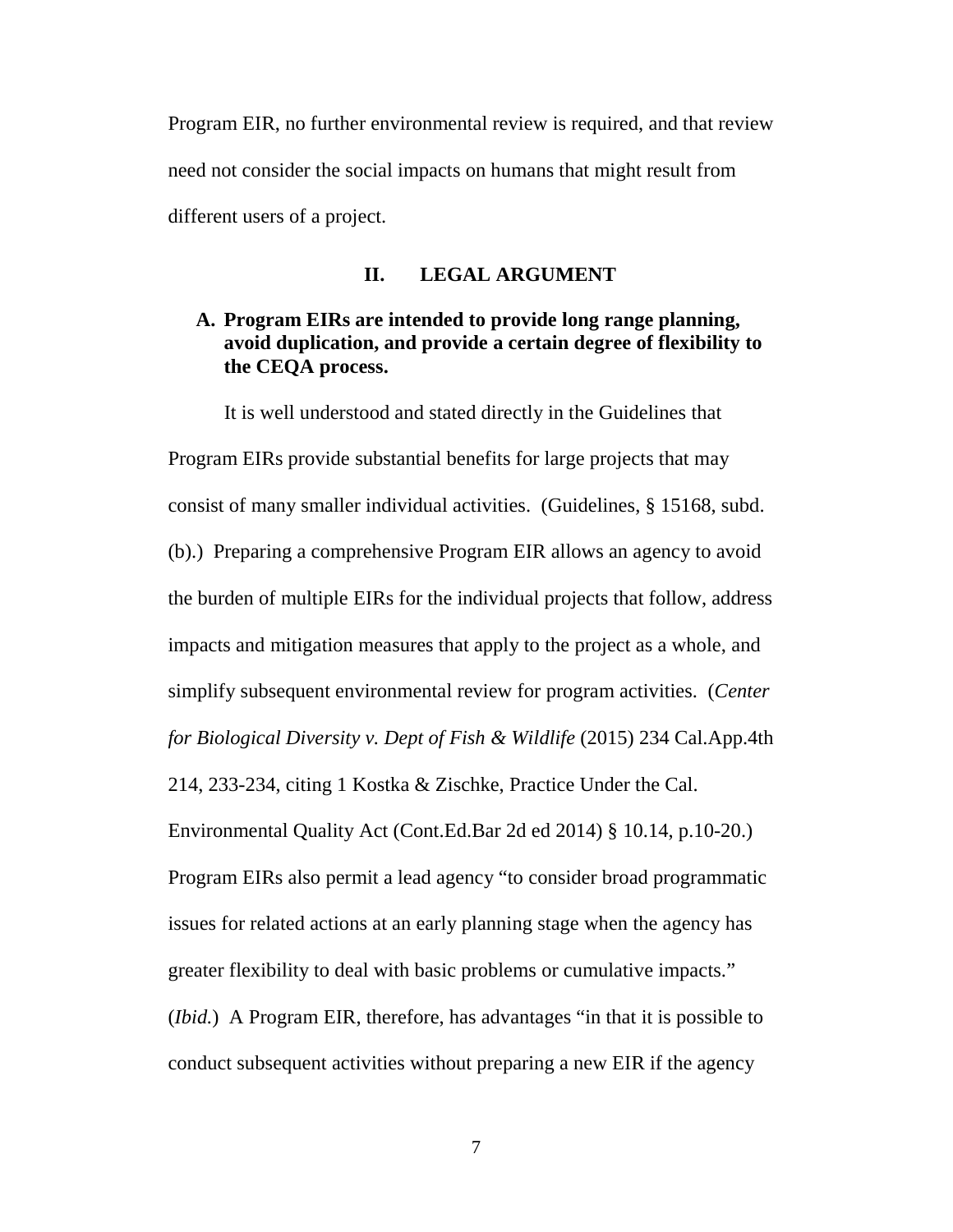Program EIR, no further environmental review is required, and that review need not consider the social impacts on humans that might result from different users of a project.

## II. LEGAL ARGUMENT

### A. Program EIRs are intended to provide long range planning, avoid duplication, and provide a certain degree of flexibility to the CEQA process.

It is well understood and stated directly in the Guidelines that Program EIRs provide substantial benefits for large projects that may consist of many smaller individual activities. (Guidelines, § 15168, subd. (b).) Preparing a comprehensive Program EIR allows an agency to avoid the burden of multiple EIRs for the individual projects that follow, address impacts and mitigation measures that apply to the project as a whole, and simplify subsequent environmental review for program activities. (*Center for Biological Diversity v. Dept of Fish & Wildlife* (2015) 234 Cal.App.4th 214, 233-234, citing 1 Kostka & Zischke, Practice Under the Cal. Environmental Quality Act (Cont.Ed.Bar 2d ed 2014) § 10.14, p.10-20.) Program EIRs also permit a lead agency "to consider broad programmatic issues for related actions at an early planning stage when the agency has greater flexibility to deal with basic problems or cumulative impacts." (*Ibid.*) A Program EIR, therefore, has advantages "in that it is possible to conduct subsequent activities without preparing a new EIR if the agency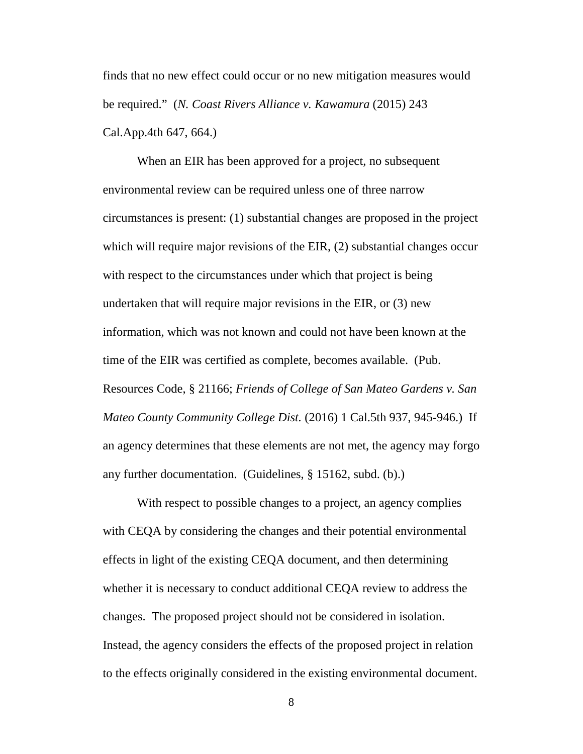finds that no new effect could occur or no new mitigation measures would be required." (*N. Coast Rivers Alliance v. Kawamura* (2015) 243 Cal.App.4th 647, 664.)

When an EIR has been approved for a project, no subsequent environmental review can be required unless one of three narrow circumstances is present: (1) substantial changes are proposed in the project which will require major revisions of the EIR, (2) substantial changes occur with respect to the circumstances under which that project is being undertaken that will require major revisions in the EIR, or (3) new information, which was not known and could not have been known at the time of the EIR was certified as complete, becomes available. (Pub. Resources Code, § 21166; *Friends of College of San Mateo Gardens v. San Mateo County Community College Dist.* (2016) 1 Cal.5th 937, 945-946.) If an agency determines that these elements are not met, the agency may forgo any further documentation. (Guidelines, § 15162, subd. (b).)

With respect to possible changes to a project, an agency complies with CEQA by considering the changes and their potential environmental effects in light of the existing CEQA document, and then determining whether it is necessary to conduct additional CEQA review to address the changes. The proposed project should not be considered in isolation. Instead, the agency considers the effects of the proposed project in relation to the effects originally considered in the existing environmental document.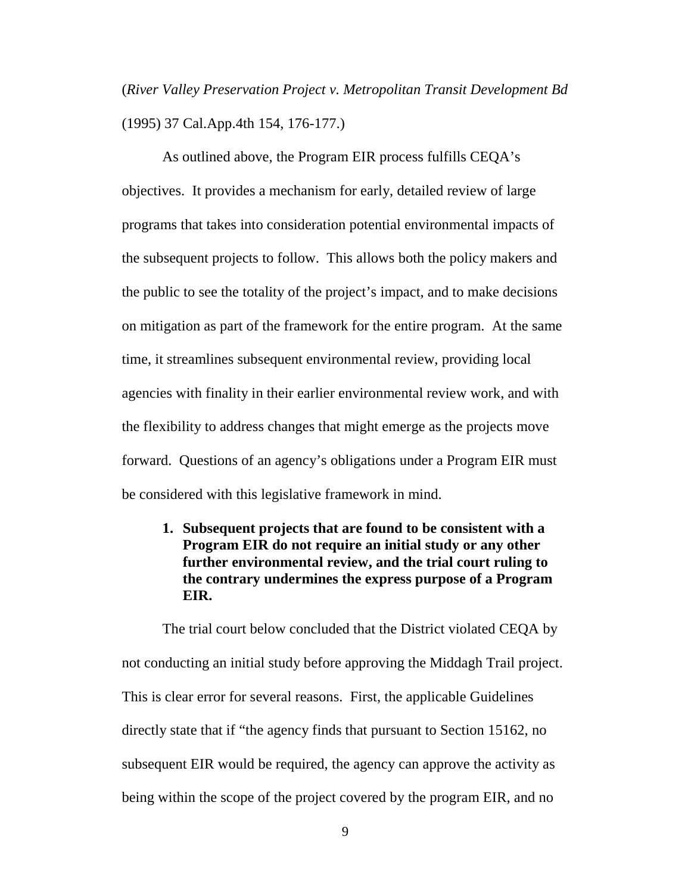(*River Valley Preservation Project v. Metropolitan Transit Development Bd* (1995) 37 Cal.App.4th 154, 176-177.)

As outlined above, the Program EIR process fulfills CEQA's objectives. It provides a mechanism for early, detailed review of large programs that takes into consideration potential environmental impacts of the subsequent projects to follow. This allows both the policy makers and the public to see the totality of the project's impact, and to make decisions on mitigation as part of the framework for the entire program. At the same time, it streamlines subsequent environmental review, providing local agencies with finality in their earlier environmental review work, and with the flexibility to address changes that might emerge as the projects move forward. Questions of an agency's obligations under a Program EIR must be considered with this legislative framework in mind.

1. **Subsequent projects that are found to be consistent with a Program EIR do not require an initial study or any other further environmental review, and the trial court ruling to the contrary undermines the express purpose of a Program EIR.**

The trial court below concluded that the District violated CEQA by not conducting an initial study before approving the Middagh Trail project. This is clear error for several reasons. First, the applicable Guidelines directly state that if "the agency finds that pursuant to Section 15162, no subsequent EIR would be required, the agency can approve the activity as being within the scope of the project covered by the program EIR, and no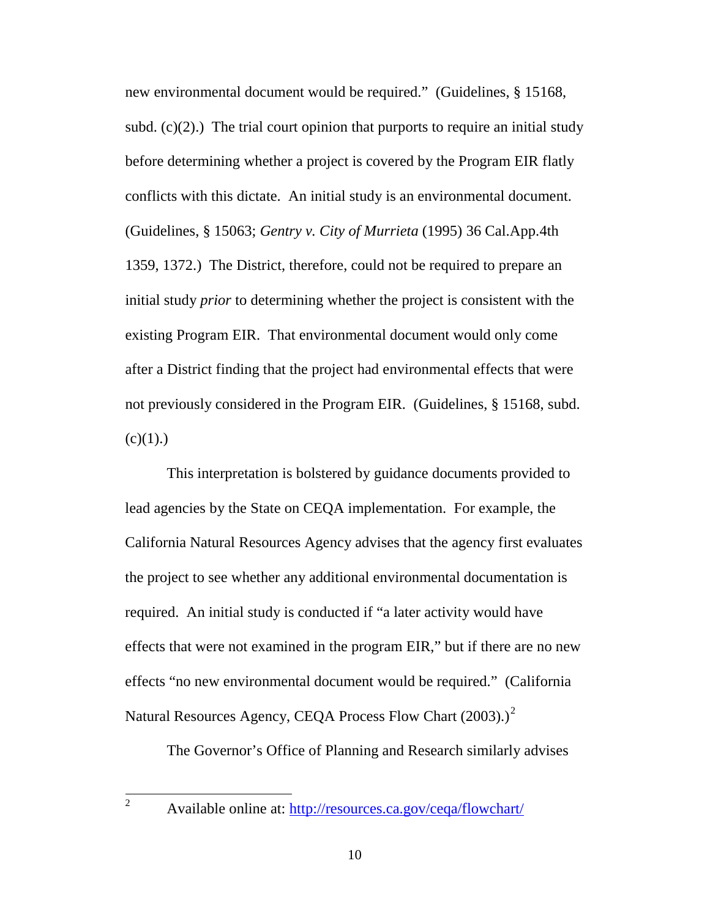new environmental document would be required." (Guidelines, § 15168, subd. (c)(2).) The trial court opinion that purports to require an initial study before determining whether a project is covered by the Program EIR flatly conflicts with this dictate. An initial study is an environmental document. (Guidelines, § 15063; *Gentry v. City of Murrieta* (1995) 36 Cal.App.4th 1359, 1372.) The District, therefore, could not be required to prepare an initial study *prior* to determining whether the project is consistent with the existing Program EIR. That environmental document would only come after a District finding that the project had environmental effects that were not previously considered in the Program EIR. (Guidelines, § 15168, subd. (c)(1).)

This interpretation is bolstered by guidance documents provided to lead agencies by the State on CEQA implementation. For example, the California Natural Resources Agency advises that the agency first evaluates the project to see whether any additional environmental documentation is required. An initial study is conducted if "a later activity would have effects that were not examined in the program EIR," but if there are no new effects "no new environmental document would be required." (California Natural Resources Agency, CEQA Process Flow Chart (2003).)[2]

The Governor's Office of Planning and Research similarly advises

[2] Available online at: http://resources.ca.gov/ceqa/flowchart/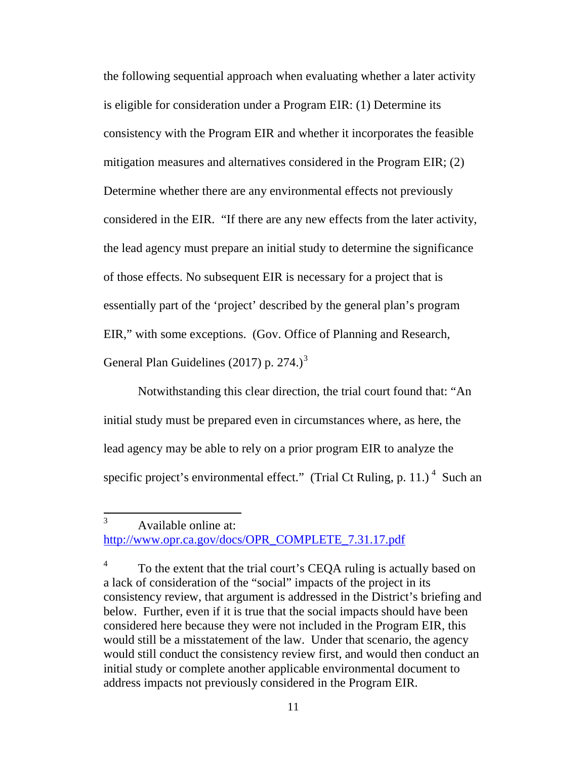the following sequential approach when evaluating whether a later activity is eligible for consideration under a Program EIR: (1) Determine its consistency with the Program EIR and whether it incorporates the feasible mitigation measures and alternatives considered in the Program EIR; (2) Determine whether there are any environmental effects not previously considered in the EIR. "If there are any new effects from the later activity, the lead agency must prepare an initial study to determine the significance of those effects. No subsequent EIR is necessary for a project that is essentially part of the 'project' described by the general plan's program EIR," with some exceptions. (Gov. Office of Planning and Research, General Plan Guidelines (2017) p. 274.)[3]

Notwithstanding this clear direction, the trial court found that: "An initial study must be prepared even in circumstances where, as here, the lead agency may be able to rely on a prior program EIR to analyze the specific project's environmental effect." (Trial Ct Ruling, p. 11.)[4] Such an

---

[3] Available online at: http://www.opr.ca.gov/docs/OPR_COMPLETE_7.31.17.pdf

[4] To the extent that the trial court's CEQA ruling is actually based on a lack of consideration of the "social" impacts of the project in its consistency review, that argument is addressed in the District's briefing and below. Further, even if it is true that the social impacts should have been considered here because they were not included in the Program EIR, this would still be a misstatement of the law. Under that scenario, the agency would still conduct the consistency review first, and would then conduct an initial study or complete another applicable environmental document to address impacts not previously considered in the Program EIR.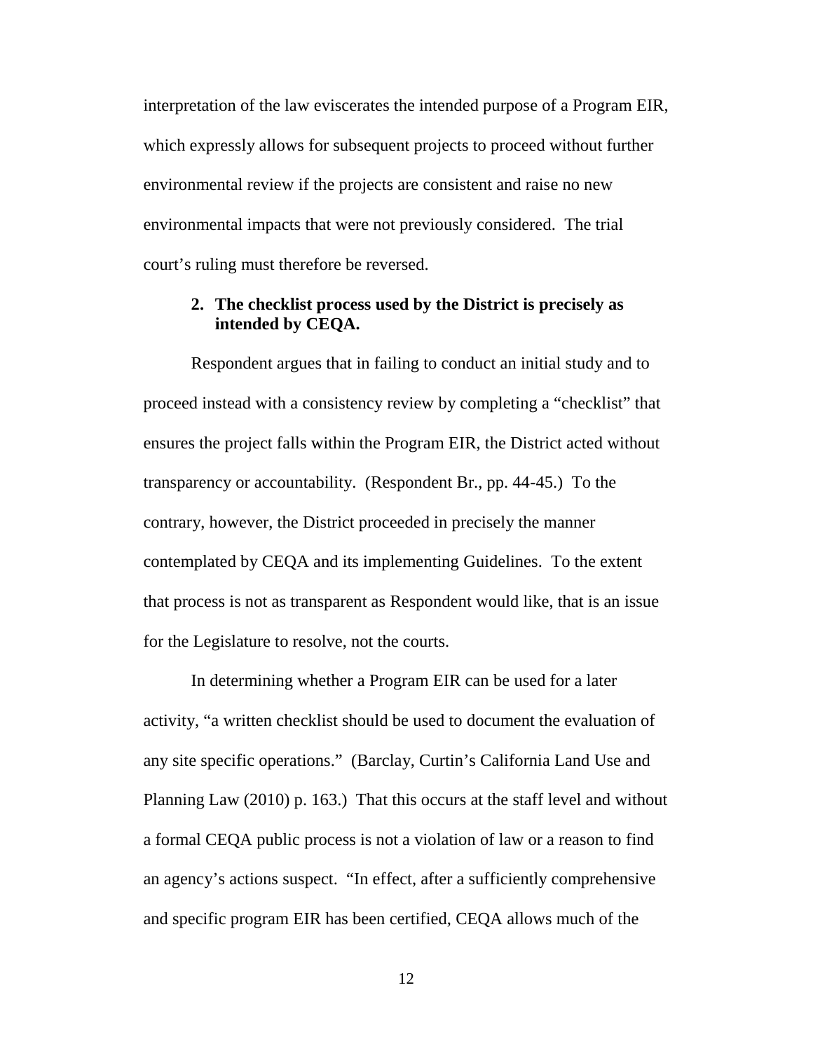interpretation of the law eviscerates the intended purpose of a Program EIR, which expressly allows for subsequent projects to proceed without further environmental review if the projects are consistent and raise no new environmental impacts that were not previously considered. The trial court's ruling must therefore be reversed.

### 2. The checklist process used by the District is precisely as intended by CEQA.

Respondent argues that in failing to conduct an initial study and to proceed instead with a consistency review by completing a "checklist" that ensures the project falls within the Program EIR, the District acted without transparency or accountability. (Respondent Br., pp. 44-45.) To the contrary, however, the District proceeded in precisely the manner contemplated by CEQA and its implementing Guidelines. To the extent that process is not as transparent as Respondent would like, that is an issue for the Legislature to resolve, not the courts.

In determining whether a Program EIR can be used for a later activity, "a written checklist should be used to document the evaluation of any site specific operations." (Barclay, Curtin's California Land Use and Planning Law (2010) p. 163.) That this occurs at the staff level and without a formal CEQA public process is not a violation of law or a reason to find an agency's actions suspect. "In effect, after a sufficiently comprehensive and specific program EIR has been certified, CEQA allows much of the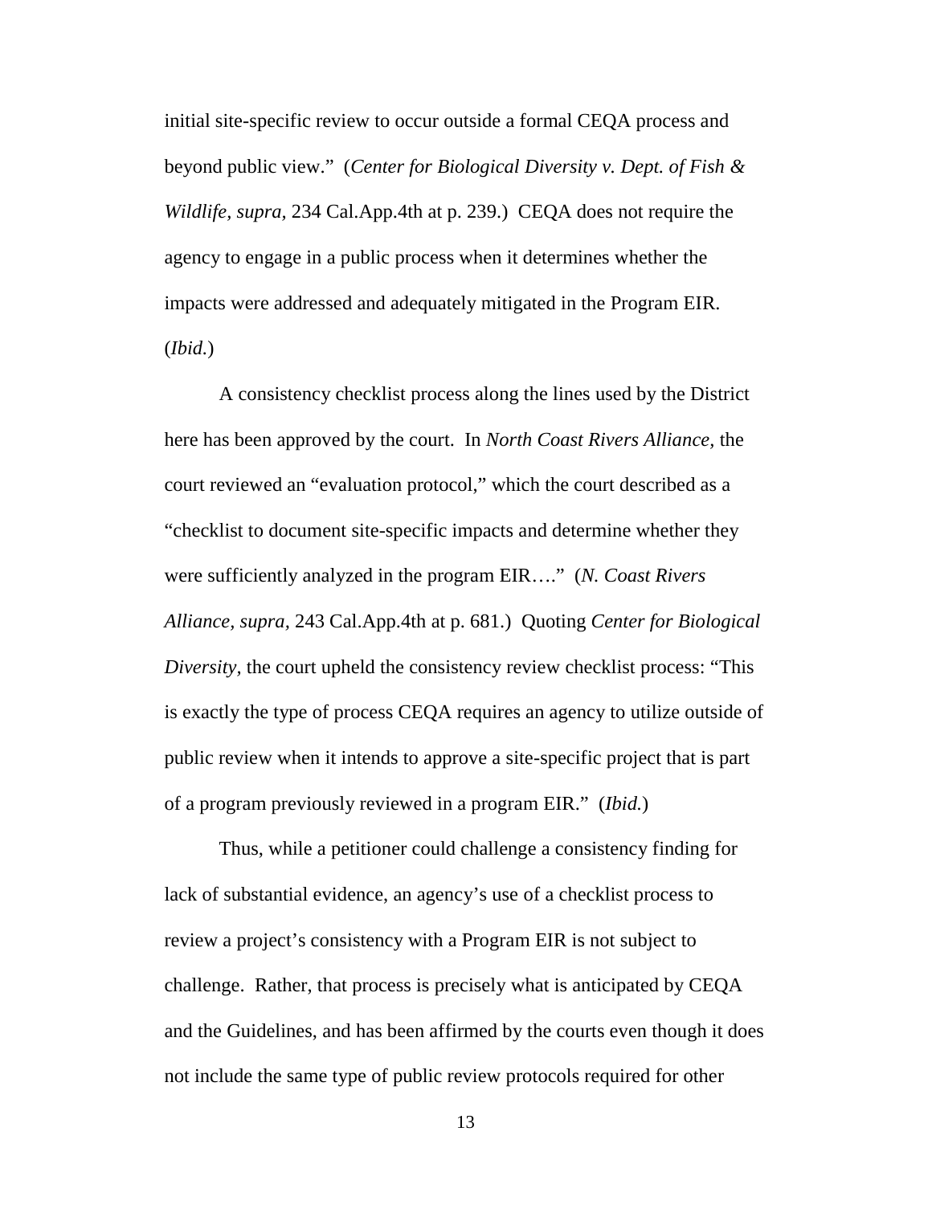initial site-specific review to occur outside a formal CEQA process and beyond public view." (*Center for Biological Diversity v. Dept. of Fish & Wildlife*, *supra*, 234 Cal.App.4th at p. 239.) CEQA does not require the agency to engage in a public process when it determines whether the impacts were addressed and adequately mitigated in the Program EIR. (*Ibid.*)

A consistency checklist process along the lines used by the District here has been approved by the court. In *North Coast Rivers Alliance,* the court reviewed an "evaluation protocol," which the court described as a "checklist to document site-specific impacts and determine whether they were sufficiently analyzed in the program EIR…." (*N. Coast Rivers Alliance, supra,* 243 Cal.App.4th at p. 681.) Quoting *Center for Biological Diversity*, the court upheld the consistency review checklist process: "This is exactly the type of process CEQA requires an agency to utilize outside of public review when it intends to approve a site-specific project that is part of a program previously reviewed in a program EIR." (*Ibid.*)

Thus, while a petitioner could challenge a consistency finding for lack of substantial evidence, an agency's use of a checklist process to review a project's consistency with a Program EIR is not subject to challenge. Rather, that process is precisely what is anticipated by CEQA and the Guidelines, and has been affirmed by the courts even though it does not include the same type of public review protocols required for other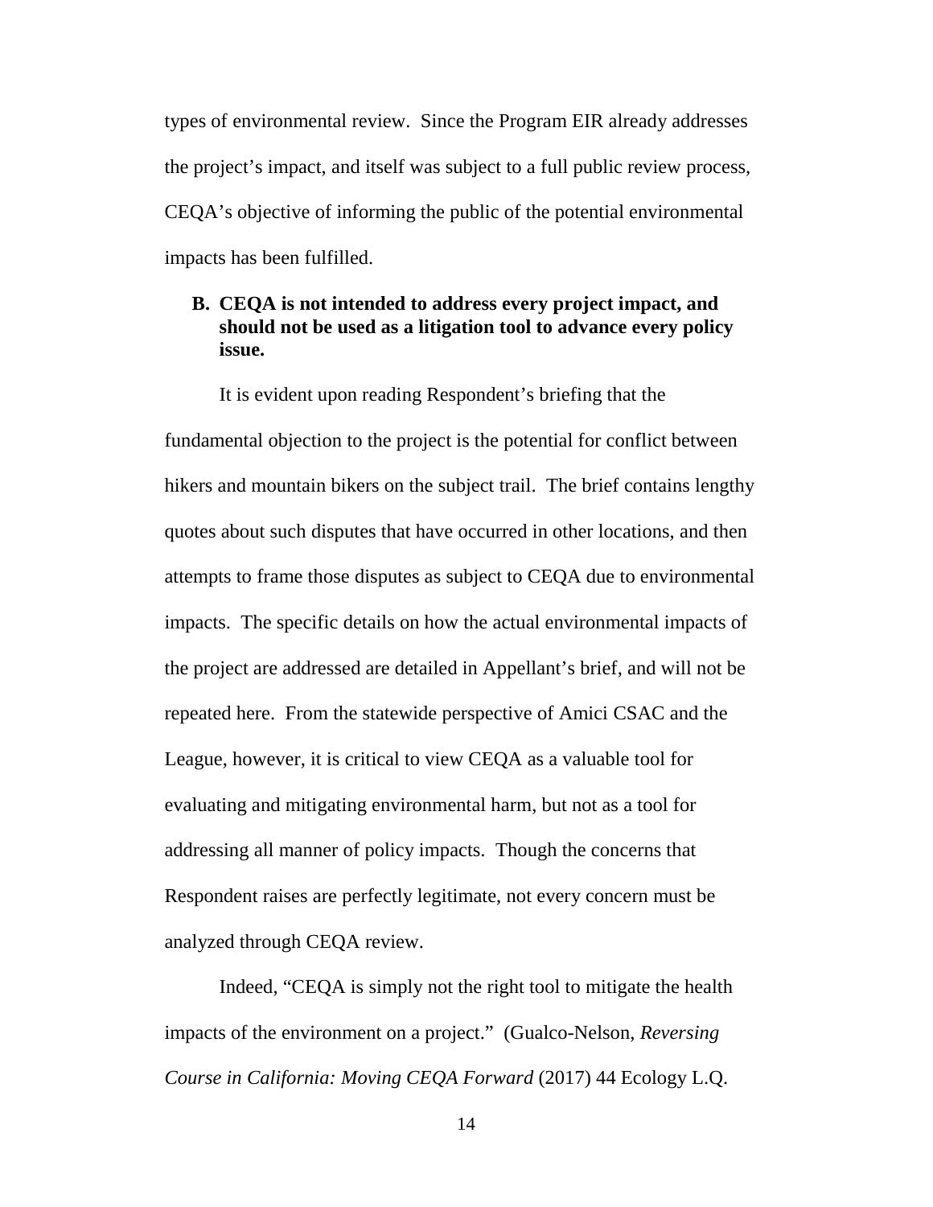types of environmental review. Since the Program EIR already addresses the project's impact, and itself was subject to a full public review process, CEQA's objective of informing the public of the potential environmental impacts has been fulfilled.

### B. CEQA is not intended to address every project impact, and should not be used as a litigation tool to advance every policy issue.

It is evident upon reading Respondent's briefing that the fundamental objection to the project is the potential for conflict between hikers and mountain bikers on the subject trail. The brief contains lengthy quotes about such disputes that have occurred in other locations, and then attempts to frame those disputes as subject to CEQA due to environmental impacts. The specific details on how the actual environmental impacts of the project are addressed are detailed in Appellant's brief, and will not be repeated here. From the statewide perspective of Amici CSAC and the League, however, it is critical to view CEQA as a valuable tool for evaluating and mitigating environmental harm, but not as a tool for addressing all manner of policy impacts. Though the concerns that Respondent raises are perfectly legitimate, not every concern must be analyzed through CEQA review.

Indeed, "CEQA is simply not the right tool to mitigate the health impacts of the environment on a project." (Gualco-Nelson, *Reversing Course in California: Moving CEQA Forward* (2017) 44 Ecology L.Q.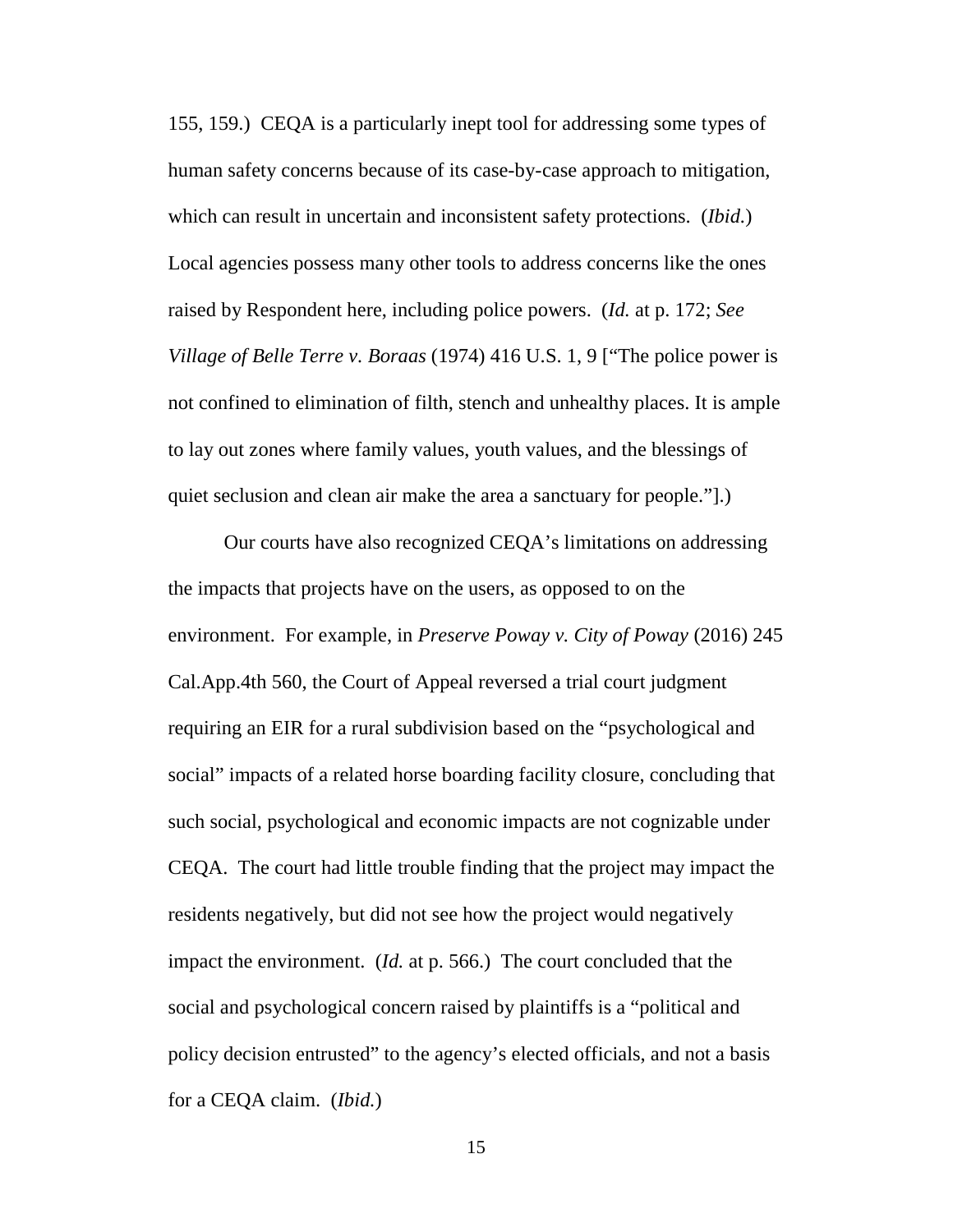155, 159.) CEQA is a particularly inept tool for addressing some types of human safety concerns because of its case-by-case approach to mitigation, which can result in uncertain and inconsistent safety protections. (*Ibid.*) Local agencies possess many other tools to address concerns like the ones raised by Respondent here, including police powers. (*Id.* at p. 172; *See Village of Belle Terre v. Boraas* (1974) 416 U.S. 1, 9 ["The police power is not confined to elimination of filth, stench and unhealthy places. It is ample to lay out zones where family values, youth values, and the blessings of quiet seclusion and clean air make the area a sanctuary for people."].)

Our courts have also recognized CEQA's limitations on addressing the impacts that projects have on the users, as opposed to on the environment. For example, in *Preserve Poway v. City of Poway* (2016) 245 Cal.App.4th 560, the Court of Appeal reversed a trial court judgment requiring an EIR for a rural subdivision based on the "psychological and social" impacts of a related horse boarding facility closure, concluding that such social, psychological and economic impacts are not cognizable under CEQA. The court had little trouble finding that the project may impact the residents negatively, but did not see how the project would negatively impact the environment. (*Id.* at p. 566.) The court concluded that the social and psychological concern raised by plaintiffs is a "political and policy decision entrusted" to the agency's elected officials, and not a basis for a CEQA claim. (*Ibid.*)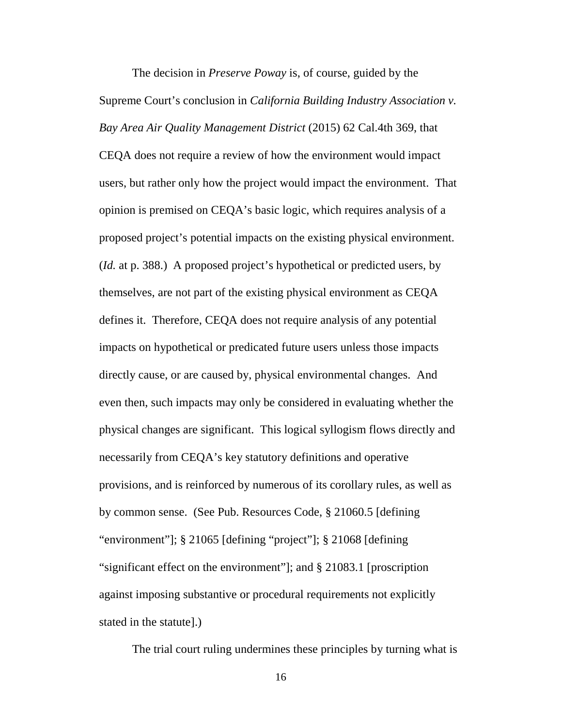The decision in *Preserve Poway* is, of course, guided by the Supreme Court's conclusion in *California Building Industry Association v. Bay Area Air Quality Management District* (2015) 62 Cal.4th 369, that CEQA does not require a review of how the environment would impact users, but rather only how the project would impact the environment. That opinion is premised on CEQA's basic logic, which requires analysis of a proposed project's potential impacts on the existing physical environment. (*Id.* at p. 388.) A proposed project's hypothetical or predicted users, by themselves, are not part of the existing physical environment as CEQA defines it. Therefore, CEQA does not require analysis of any potential impacts on hypothetical or predicated future users unless those impacts directly cause, or are caused by, physical environmental changes. And even then, such impacts may only be considered in evaluating whether the physical changes are significant. This logical syllogism flows directly and necessarily from CEQA's key statutory definitions and operative provisions, and is reinforced by numerous of its corollary rules, as well as by common sense. (See Pub. Resources Code, § 21060.5 [defining "environment"]; § 21065 [defining "project"]; § 21068 [defining "significant effect on the environment"]; and § 21083.1 [proscription against imposing substantive or procedural requirements not explicitly stated in the statute].)

The trial court ruling undermines these principles by turning what is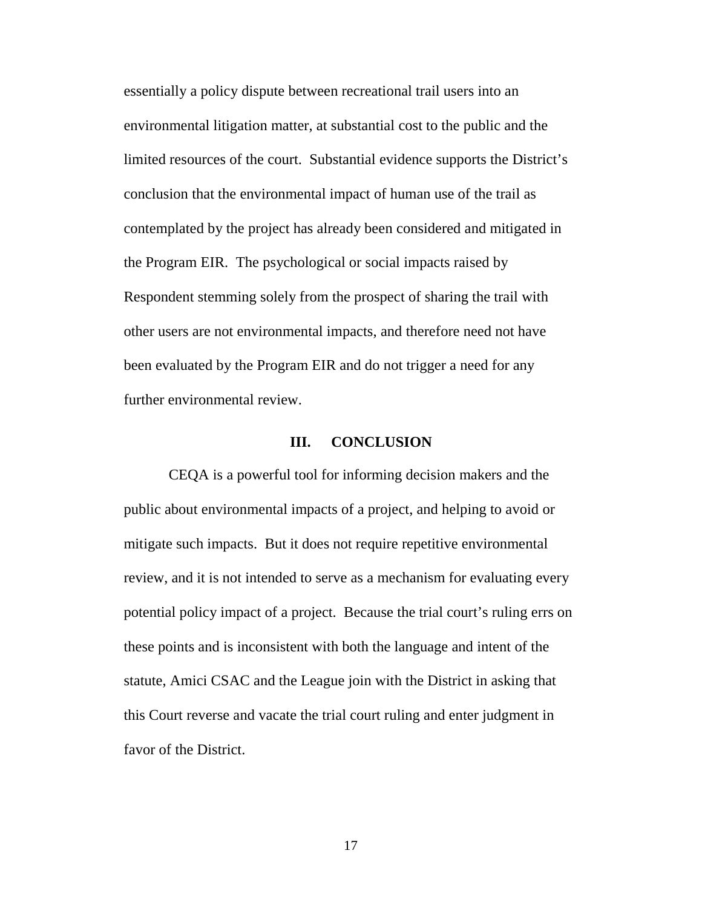essentially a policy dispute between recreational trail users into an environmental litigation matter, at substantial cost to the public and the limited resources of the court. Substantial evidence supports the District's conclusion that the environmental impact of human use of the trail as contemplated by the project has already been considered and mitigated in the Program EIR. The psychological or social impacts raised by Respondent stemming solely from the prospect of sharing the trail with other users are not environmental impacts, and therefore need not have been evaluated by the Program EIR and do not trigger a need for any further environmental review.

## III. CONCLUSION

CEQA is a powerful tool for informing decision makers and the public about environmental impacts of a project, and helping to avoid or mitigate such impacts. But it does not require repetitive environmental review, and it is not intended to serve as a mechanism for evaluating every potential policy impact of a project. Because the trial court's ruling errs on these points and is inconsistent with both the language and intent of the statute, Amici CSAC and the League join with the District in asking that this Court reverse and vacate the trial court ruling and enter judgment in favor of the District.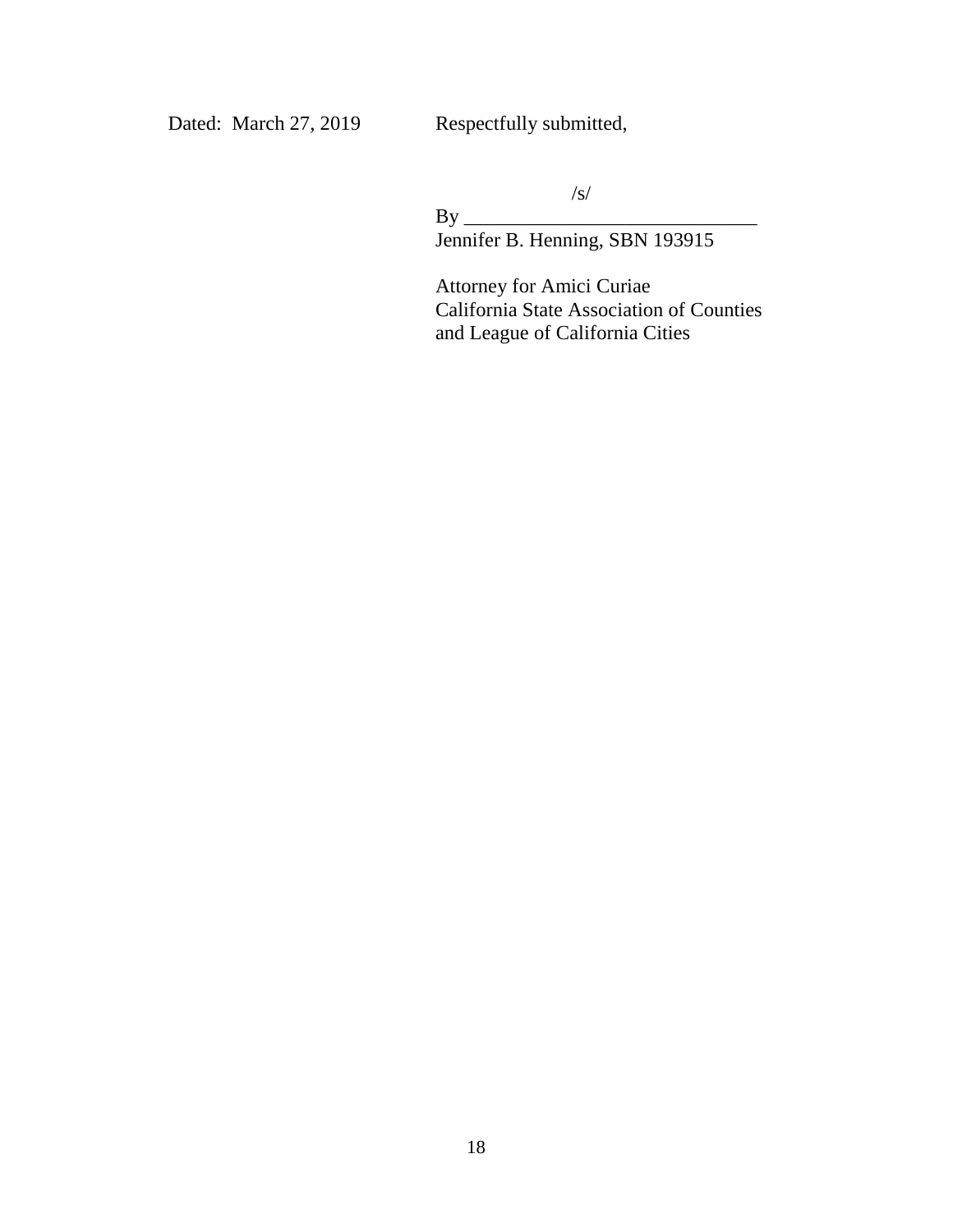Dated: March 27, 2019 Respectfully submitted,

/s/

By ______________________________

Jennifer B. Henning, SBN 193915

Attorney for Amici Curiae
California State Association of Counties
and League of California Cities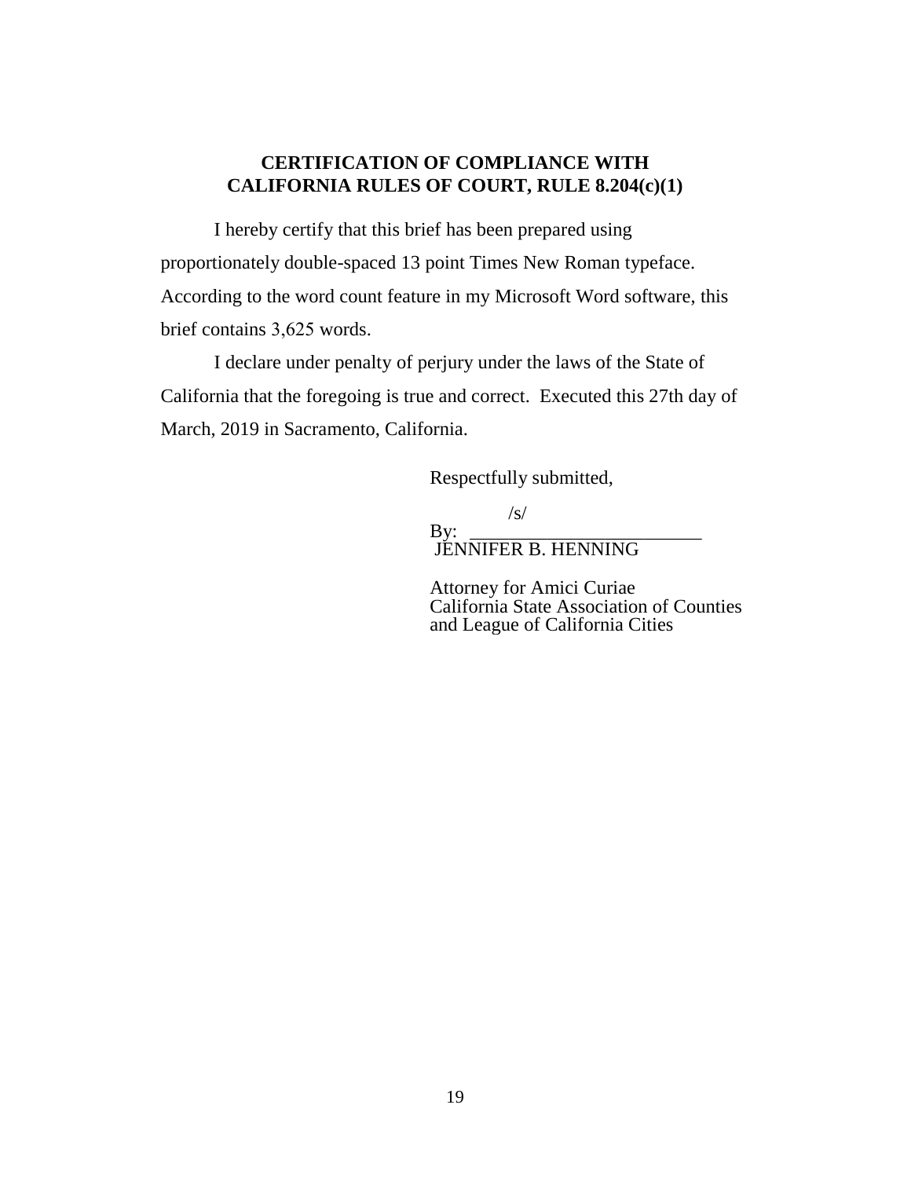## CERTIFICATION OF COMPLIANCE WITH CALIFORNIA RULES OF COURT, RULE 8.204(c)(1)

I hereby certify that this brief has been prepared using proportionately double-spaced 13 point Times New Roman typeface. According to the word count feature in my Microsoft Word software, this brief contains 3,625 words.

I declare under penalty of perjury under the laws of the State of California that the foregoing is true and correct. Executed this 27th day of March, 2019 in Sacramento, California.

Respectfully submitted,

/s/
By: ________________________
JENNIFER B. HENNING

Attorney for Amici Curiae
California State Association of Counties
and League of California Cities